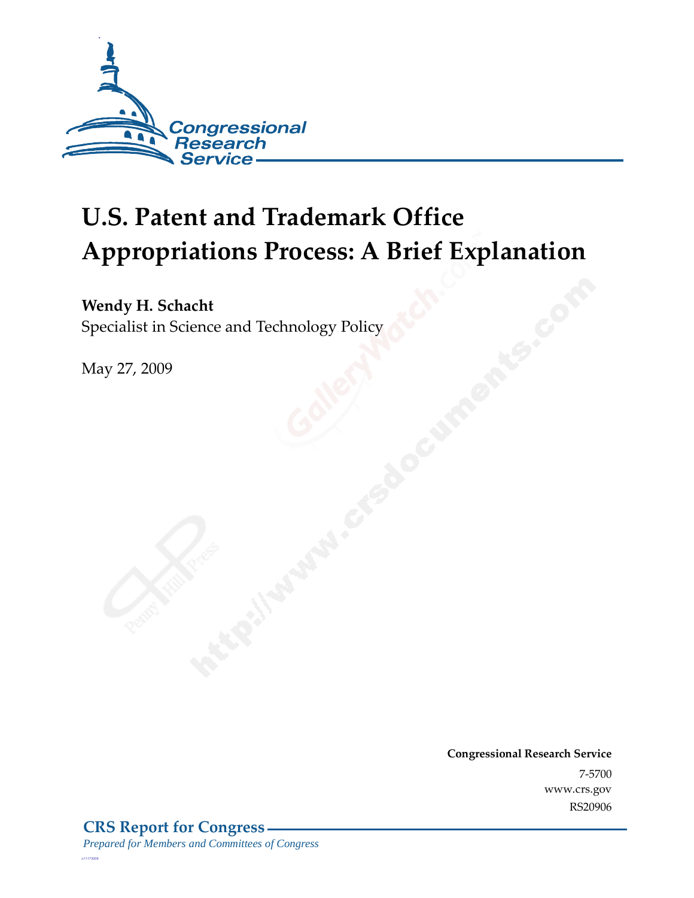Congressional Research Service

# U.S. Patent and Trademark Office Appropriations Process: A Brief Explanation

**Wendy H. Schacht**
Specialist in Science and Technology Policy

May 27, 2009

**Congressional Research Service**
7-5700
www.crs.gov
RS20906

**CRS Report for Congress**
*Prepared for Members and Committees of Congress*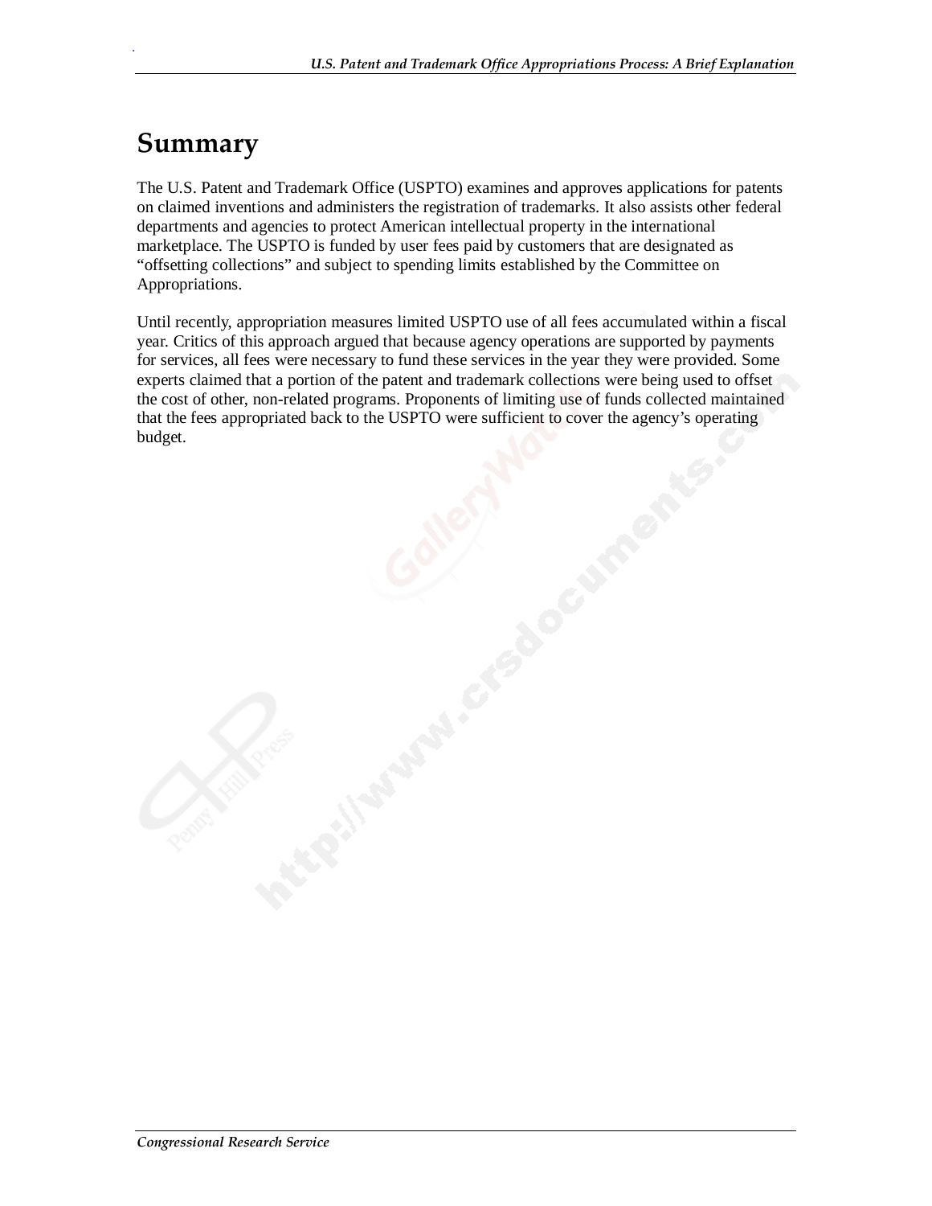# Summary

The U.S. Patent and Trademark Office (USPTO) examines and approves applications for patents on claimed inventions and administers the registration of trademarks. It also assists other federal departments and agencies to protect American intellectual property in the international marketplace. The USPTO is funded by user fees paid by customers that are designated as "offsetting collections" and subject to spending limits established by the Committee on Appropriations.

Until recently, appropriation measures limited USPTO use of all fees accumulated within a fiscal year. Critics of this approach argued that because agency operations are supported by payments for services, all fees were necessary to fund these services in the year they were provided. Some experts claimed that a portion of the patent and trademark collections were being used to offset the cost of other, non-related programs. Proponents of limiting use of funds collected maintained that the fees appropriated back to the USPTO were sufficient to cover the agency's operating budget.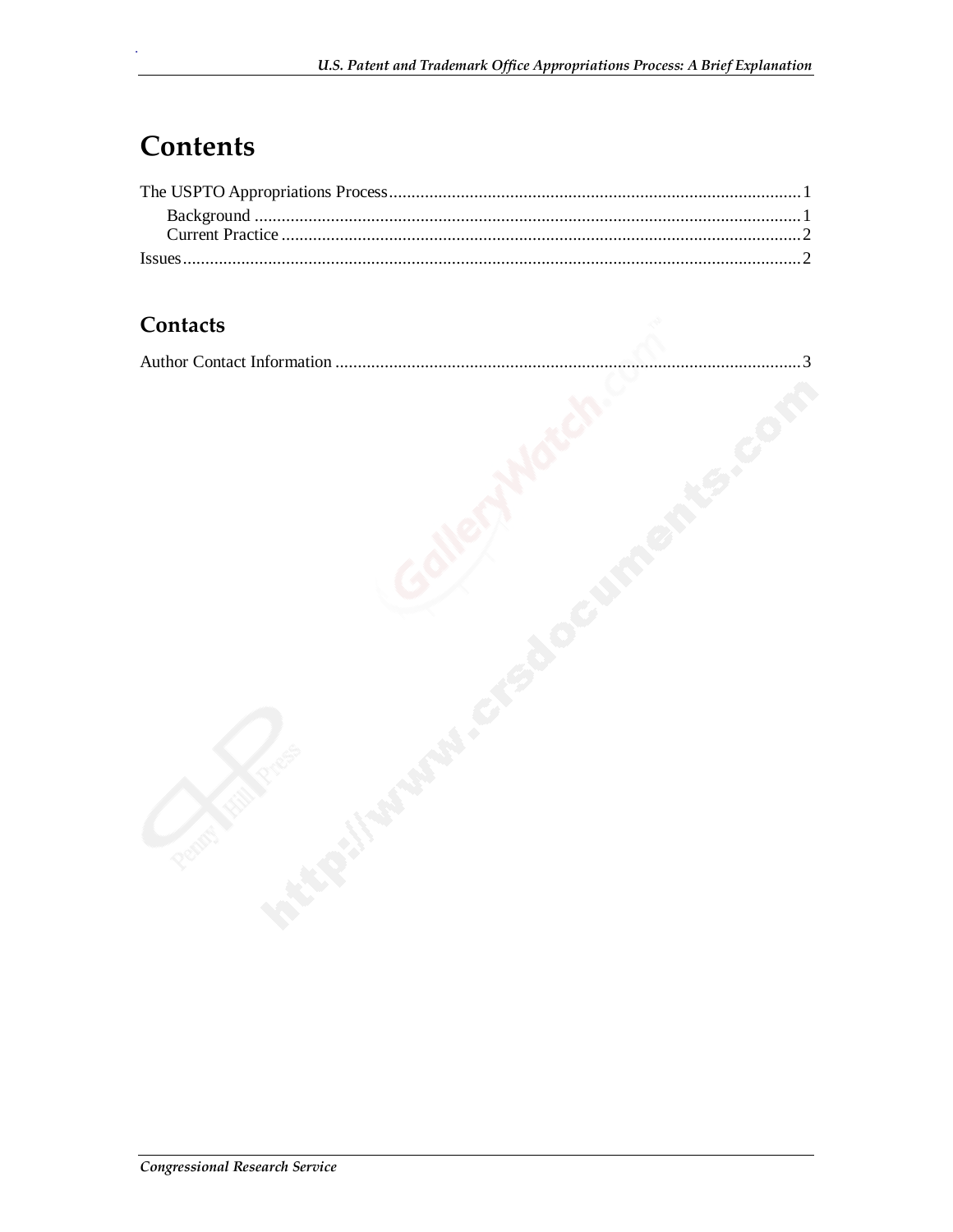# Contents

The USPTO Appropriations Process............................................................................................1

Background .........................................................................................................................1

Current Practice ....................................................................................................................2

Issues.........................................................................................................................................2

## Contacts

Author Contact Information ........................................................................................................3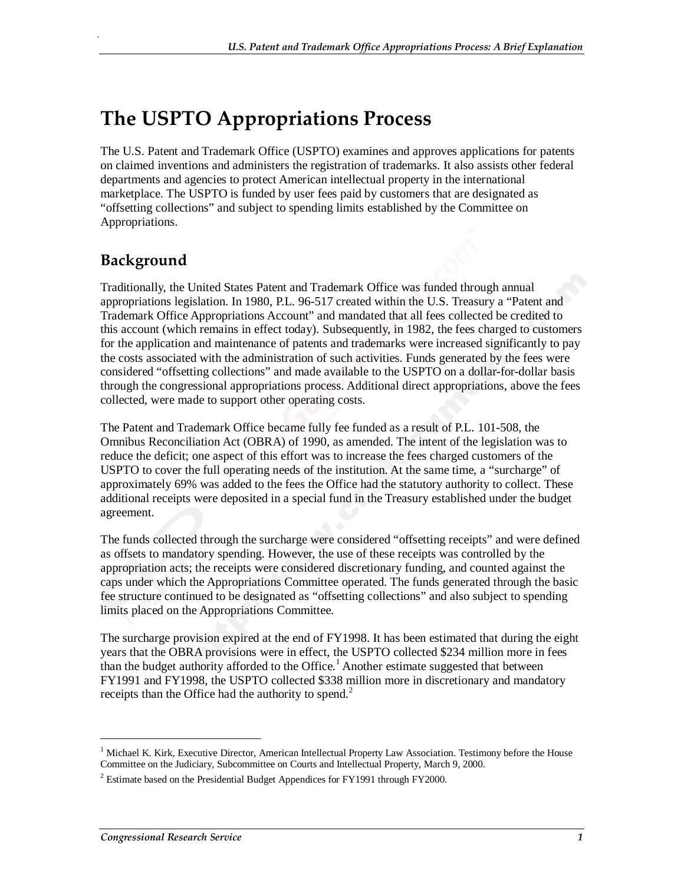# The USPTO Appropriations Process

The U.S. Patent and Trademark Office (USPTO) examines and approves applications for patents on claimed inventions and administers the registration of trademarks. It also assists other federal departments and agencies to protect American intellectual property in the international marketplace. The USPTO is funded by user fees paid by customers that are designated as "offsetting collections" and subject to spending limits established by the Committee on Appropriations.

## Background

Traditionally, the United States Patent and Trademark Office was funded through annual appropriations legislation. In 1980, P.L. 96-517 created within the U.S. Treasury a "Patent and Trademark Office Appropriations Account" and mandated that all fees collected be credited to this account (which remains in effect today). Subsequently, in 1982, the fees charged to customers for the application and maintenance of patents and trademarks were increased significantly to pay the costs associated with the administration of such activities. Funds generated by the fees were considered "offsetting collections" and made available to the USPTO on a dollar-for-dollar basis through the congressional appropriations process. Additional direct appropriations, above the fees collected, were made to support other operating costs.

The Patent and Trademark Office became fully fee funded as a result of P.L. 101-508, the Omnibus Reconciliation Act (OBRA) of 1990, as amended. The intent of the legislation was to reduce the deficit; one aspect of this effort was to increase the fees charged customers of the USPTO to cover the full operating needs of the institution. At the same time, a "surcharge" of approximately 69% was added to the fees the Office had the statutory authority to collect. These additional receipts were deposited in a special fund in the Treasury established under the budget agreement.

The funds collected through the surcharge were considered "offsetting receipts" and were defined as offsets to mandatory spending. However, the use of these receipts was controlled by the appropriation acts; the receipts were considered discretionary funding, and counted against the caps under which the Appropriations Committee operated. The funds generated through the basic fee structure continued to be designated as "offsetting collections" and also subject to spending limits placed on the Appropriations Committee.

The surcharge provision expired at the end of FY1998. It has been estimated that during the eight years that the OBRA provisions were in effect, the USPTO collected $234 million more in fees than the budget authority afforded to the Office.[1] Another estimate suggested that between FY1991 and FY1998, the USPTO collected $338 million more in discretionary and mandatory receipts than the Office had the authority to spend.[2]

---

[1] Michael K. Kirk, Executive Director, American Intellectual Property Law Association. Testimony before the House Committee on the Judiciary, Subcommittee on Courts and Intellectual Property, March 9, 2000.

[2] Estimate based on the Presidential Budget Appendices for FY1991 through FY2000.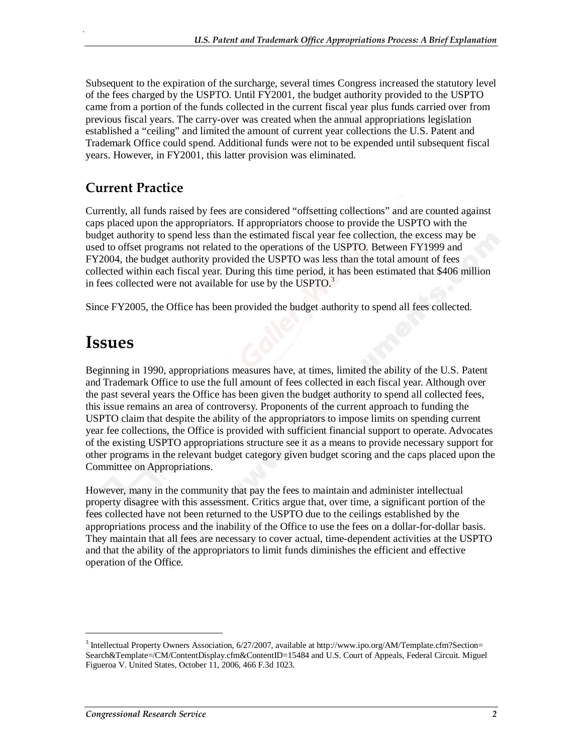Subsequent to the expiration of the surcharge, several times Congress increased the statutory level of the fees charged by the USPTO. Until FY2001, the budget authority provided to the USPTO came from a portion of the funds collected in the current fiscal year plus funds carried over from previous fiscal years. The carry-over was created when the annual appropriations legislation established a "ceiling" and limited the amount of current year collections the U.S. Patent and Trademark Office could spend. Additional funds were not to be expended until subsequent fiscal years. However, in FY2001, this latter provision was eliminated.

## Current Practice

Currently, all funds raised by fees are considered "offsetting collections" and are counted against caps placed upon the appropriators. If appropriators choose to provide the USPTO with the budget authority to spend less than the estimated fiscal year fee collection, the excess may be used to offset programs not related to the operations of the USPTO. Between FY1999 and FY2004, the budget authority provided the USPTO was less than the total amount of fees collected within each fiscal year. During this time period, it has been estimated that $406 million in fees collected were not available for use by the USPTO.[3]

Since FY2005, the Office has been provided the budget authority to spend all fees collected.

# Issues

Beginning in 1990, appropriations measures have, at times, limited the ability of the U.S. Patent and Trademark Office to use the full amount of fees collected in each fiscal year. Although over the past several years the Office has been given the budget authority to spend all collected fees, this issue remains an area of controversy. Proponents of the current approach to funding the USPTO claim that despite the ability of the appropriators to impose limits on spending current year fee collections, the Office is provided with sufficient financial support to operate. Advocates of the existing USPTO appropriations structure see it as a means to provide necessary support for other programs in the relevant budget category given budget scoring and the caps placed upon the Committee on Appropriations.

However, many in the community that pay the fees to maintain and administer intellectual property disagree with this assessment. Critics argue that, over time, a significant portion of the fees collected have not been returned to the USPTO due to the ceilings established by the appropriations process and the inability of the Office to use the fees on a dollar-for-dollar basis. They maintain that all fees are necessary to cover actual, time-dependent activities at the USPTO and that the ability of the appropriators to limit funds diminishes the efficient and effective operation of the Office.

---

[3] Intellectual Property Owners Association, 6/27/2007, available at http://www.ipo.org/AM/Template.cfm?Section=Search&Template=/CM/ContentDisplay.cfm&ContentID=15484 and U.S. Court of Appeals, Federal Circuit. Miguel Figueroa V. United States, October 11, 2006, 466 F.3d 1023.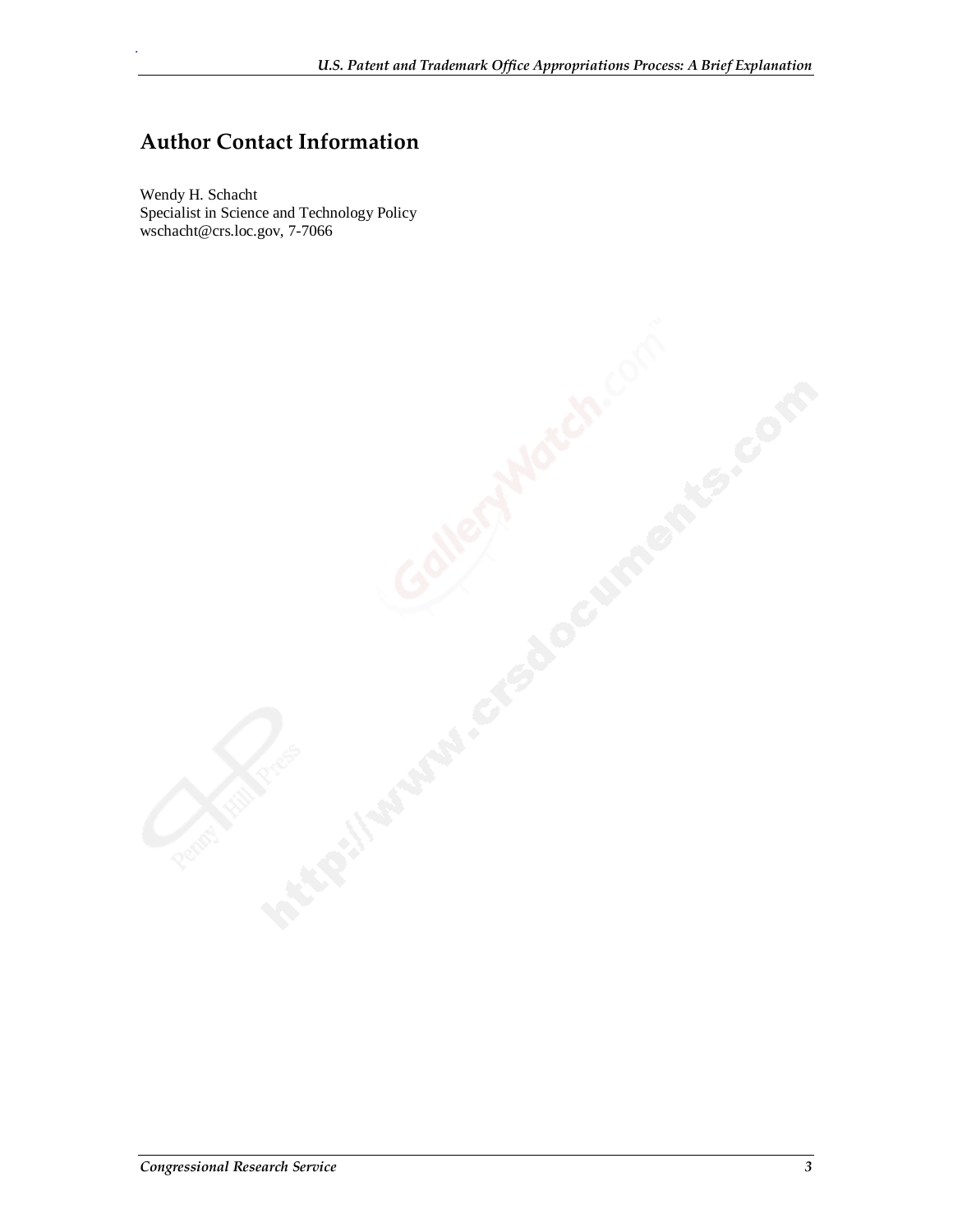## Author Contact Information

Wendy H. Schacht
Specialist in Science and Technology Policy
wschacht@crs.loc.gov, 7-7066